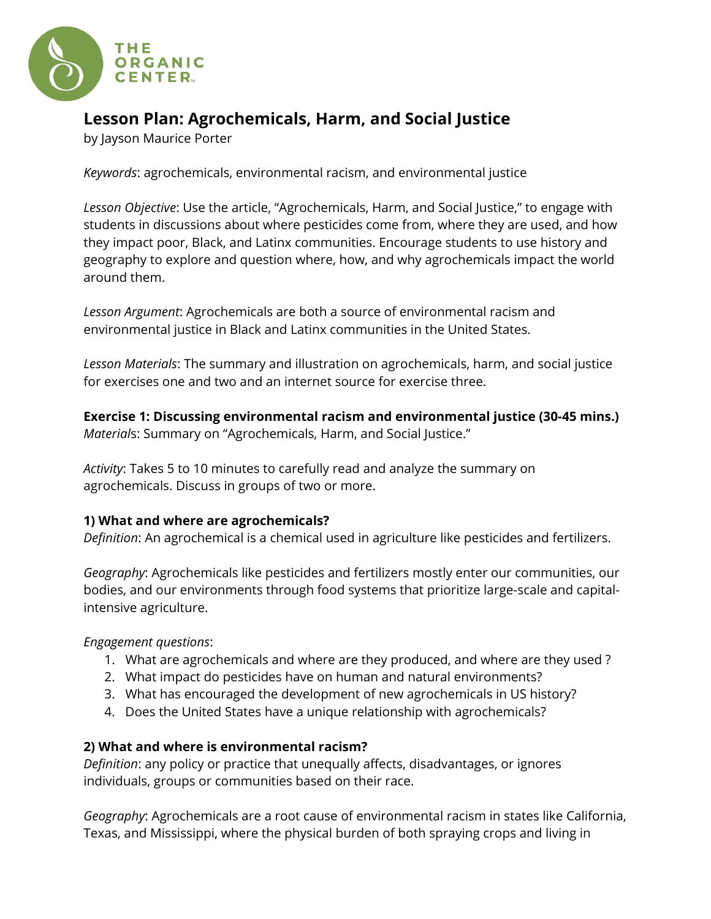THE ORGANIC CENTER

# Lesson Plan: Agrochemicals, Harm, and Social Justice

by Jayson Maurice Porter

*Keywords*: agrochemicals, environmental racism, and environmental justice

*Lesson Objective*: Use the article, "Agrochemicals, Harm, and Social Justice," to engage with students in discussions about where pesticides come from, where they are used, and how they impact poor, Black, and Latinx communities. Encourage students to use history and geography to explore and question where, how, and why agrochemicals impact the world around them.

*Lesson Argument*: Agrochemicals are both a source of environmental racism and environmental justice in Black and Latinx communities in the United States.

*Lesson Materials*: The summary and illustration on agrochemicals, harm, and social justice for exercises one and two and an internet source for exercise three.

**Exercise 1: Discussing environmental racism and environmental justice (30-45 mins.)**
*Materials*: Summary on "Agrochemicals, Harm, and Social Justice."

*Activity*: Takes 5 to 10 minutes to carefully read and analyze the summary on agrochemicals. Discuss in groups of two or more.

### 1) What and where are agrochemicals?

*Definition*: An agrochemical is a chemical used in agriculture like pesticides and fertilizers.

*Geography*: Agrochemicals like pesticides and fertilizers mostly enter our communities, our bodies, and our environments through food systems that prioritize large-scale and capital-intensive agriculture.

*Engagement questions*:

1. What are agrochemicals and where are they produced, and where are they used ?
2. What impact do pesticides have on human and natural environments?
3. What has encouraged the development of new agrochemicals in US history?
4. Does the United States have a unique relationship with agrochemicals?

### 2) What and where is environmental racism?

*Definition*: any policy or practice that unequally affects, disadvantages, or ignores individuals, groups or communities based on their race.

*Geography*: Agrochemicals are a root cause of environmental racism in states like California, Texas, and Mississippi, where the physical burden of both spraying crops and living in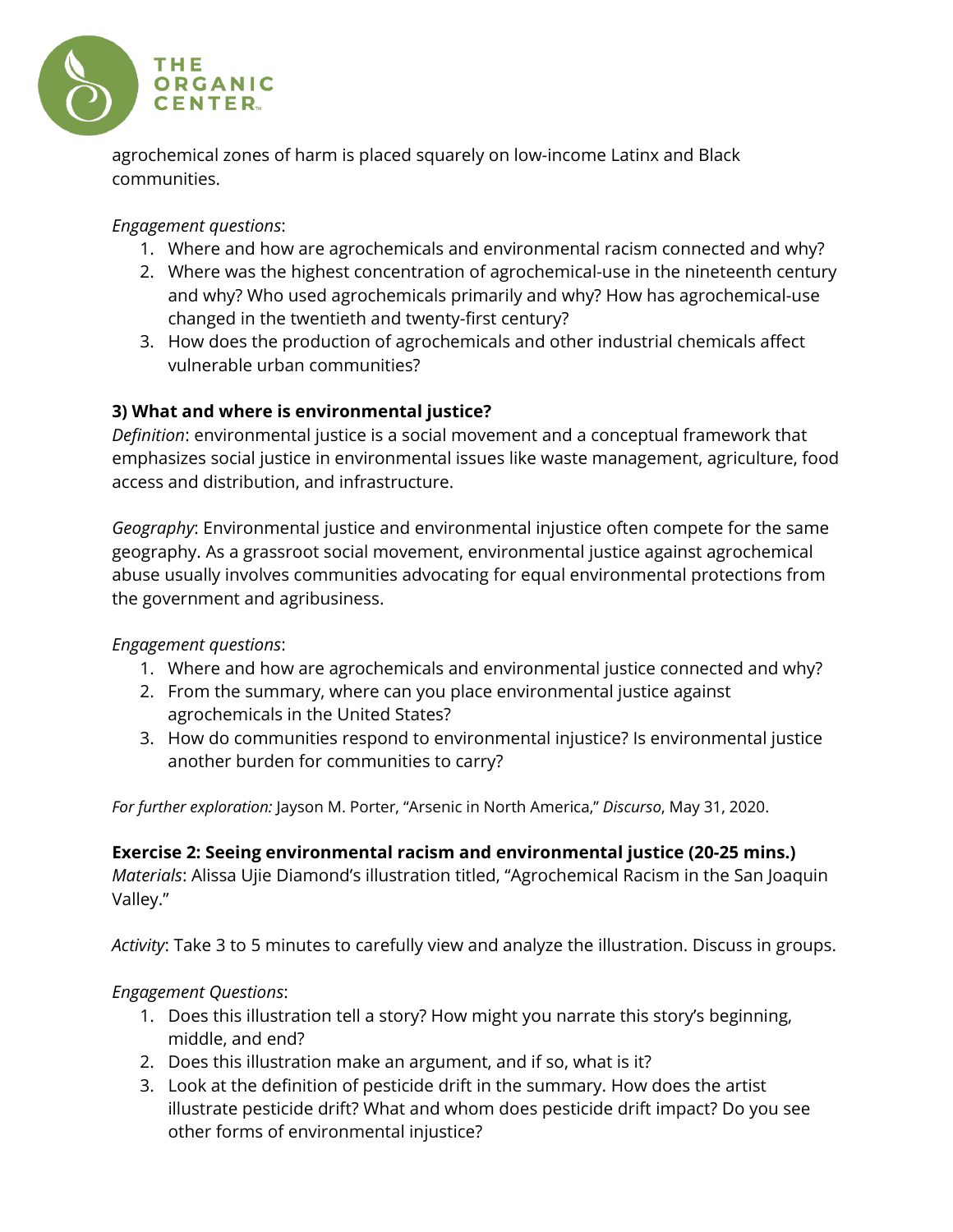agrochemical zones of harm is placed squarely on low-income Latinx and Black communities.

*Engagement questions*:

1. Where and how are agrochemicals and environmental racism connected and why?
2. Where was the highest concentration of agrochemical-use in the nineteenth century and why? Who used agrochemicals primarily and why? How has agrochemical-use changed in the twentieth and twenty-first century?
3. How does the production of agrochemicals and other industrial chemicals affect vulnerable urban communities?

**3) What and where is environmental justice?**

*Definition*: environmental justice is a social movement and a conceptual framework that emphasizes social justice in environmental issues like waste management, agriculture, food access and distribution, and infrastructure.

*Geography*: Environmental justice and environmental injustice often compete for the same geography. As a grassroot social movement, environmental justice against agrochemical abuse usually involves communities advocating for equal environmental protections from the government and agribusiness.

*Engagement questions*:

1. Where and how are agrochemicals and environmental justice connected and why?
2. From the summary, where can you place environmental justice against agrochemicals in the United States?
3. How do communities respond to environmental injustice? Is environmental justice another burden for communities to carry?

*For further exploration:* Jayson M. Porter, "Arsenic in North America," *Discurso*, May 31, 2020.

**Exercise 2: Seeing environmental racism and environmental justice (20-25 mins.)**

*Materials*: Alissa Ujie Diamond's illustration titled, "Agrochemical Racism in the San Joaquin Valley."

*Activity*: Take 3 to 5 minutes to carefully view and analyze the illustration. Discuss in groups.

*Engagement Questions*:

1. Does this illustration tell a story? How might you narrate this story's beginning, middle, and end?
2. Does this illustration make an argument, and if so, what is it?
3. Look at the definition of pesticide drift in the summary. How does the artist illustrate pesticide drift? What and whom does pesticide drift impact? Do you see other forms of environmental injustice?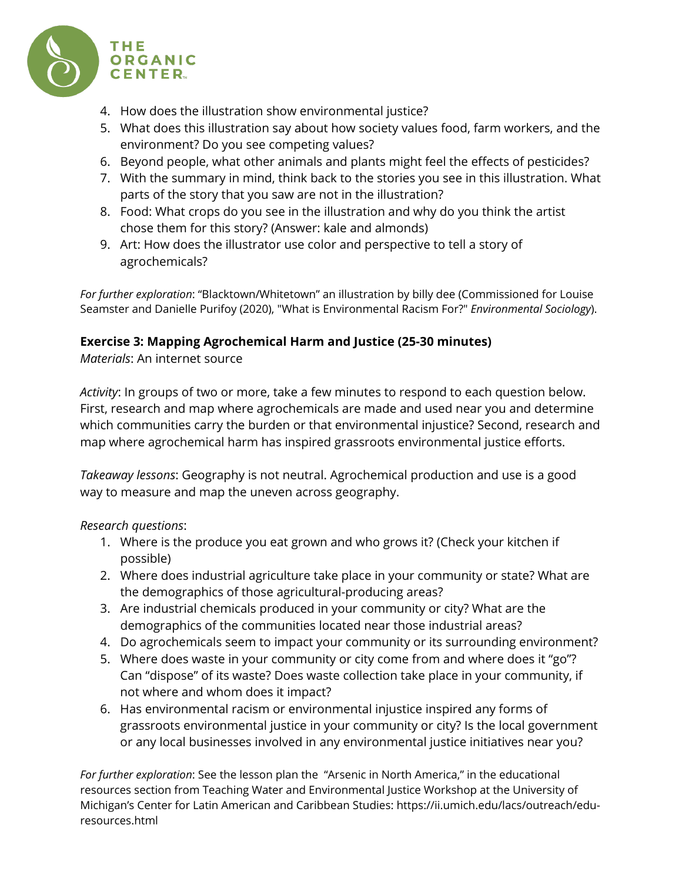4. How does the illustration show environmental justice?
5. What does this illustration say about how society values food, farm workers, and the environment? Do you see competing values?
6. Beyond people, what other animals and plants might feel the effects of pesticides?
7. With the summary in mind, think back to the stories you see in this illustration. What parts of the story that you saw are not in the illustration?
8. Food: What crops do you see in the illustration and why do you think the artist chose them for this story? (Answer: kale and almonds)
9. Art: How does the illustrator use color and perspective to tell a story of agrochemicals?

*For further exploration*: "Blacktown/Whitetown" an illustration by billy dee (Commissioned for Louise Seamster and Danielle Purifoy (2020), "What is Environmental Racism For?" *Environmental Sociology*).

### Exercise 3: Mapping Agrochemical Harm and Justice (25-30 minutes)

*Materials*: An internet source

*Activity*: In groups of two or more, take a few minutes to respond to each question below. First, research and map where agrochemicals are made and used near you and determine which communities carry the burden or that environmental injustice? Second, research and map where agrochemical harm has inspired grassroots environmental justice efforts.

*Takeaway lessons*: Geography is not neutral. Agrochemical production and use is a good way to measure and map the uneven across geography.

*Research questions*:

1. Where is the produce you eat grown and who grows it? (Check your kitchen if possible)
2. Where does industrial agriculture take place in your community or state? What are the demographics of those agricultural-producing areas?
3. Are industrial chemicals produced in your community or city? What are the demographics of the communities located near those industrial areas?
4. Do agrochemicals seem to impact your community or its surrounding environment?
5. Where does waste in your community or city come from and where does it "go"? Can "dispose" of its waste? Does waste collection take place in your community, if not where and whom does it impact?
6. Has environmental racism or environmental injustice inspired any forms of grassroots environmental justice in your community or city? Is the local government or any local businesses involved in any environmental justice initiatives near you?

*For further exploration*: See the lesson plan the "Arsenic in North America," in the educational resources section from Teaching Water and Environmental Justice Workshop at the University of Michigan's Center for Latin American and Caribbean Studies: https://ii.umich.edu/lacs/outreach/edu-resources.html